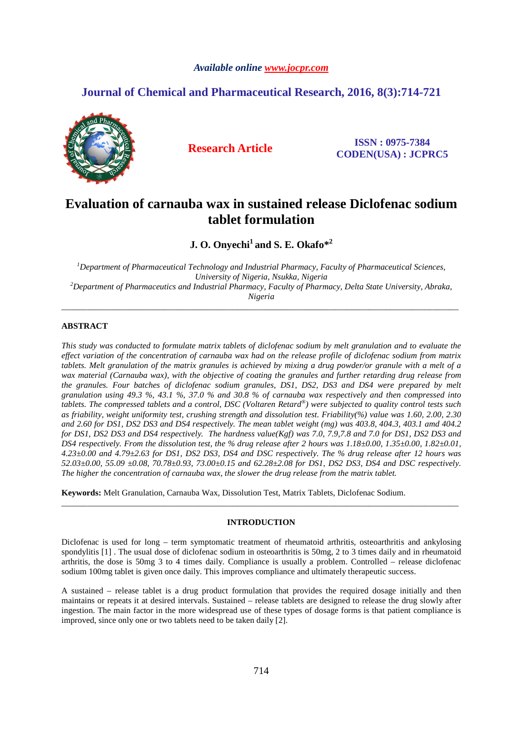*Available online www.jocpr.com*

## Journal of Chemical and Pharmaceutical Research, 2016, 8(3):714-721

**Research Article**

**ISSN : 0975-7384**
**CODEN(USA) : JCPRC5**

# Evaluation of carnauba wax in sustained release Diclofenac sodium tablet formulation

**J. O. Onyechi[1] and S. E. Okafo*[2]**

*[1]Department of Pharmaceutical Technology and Industrial Pharmacy, Faculty of Pharmaceutical Sciences, University of Nigeria, Nsukka, Nigeria*
*[2]Department of Pharmaceutics and Industrial Pharmacy, Faculty of Pharmacy, Delta State University, Abraka, Nigeria*

---

## ABSTRACT

*This study was conducted to formulate matrix tablets of diclofenac sodium by melt granulation and to evaluate the effect variation of the concentration of carnauba wax had on the release profile of diclofenac sodium from matrix tablets. Melt granulation of the matrix granules is achieved by mixing a drug powder/or granule with a melt of a wax material (Carnauba wax), with the objective of coating the granules and further retarding drug release from the granules. Four batches of diclofenac sodium granules, DS1, DS2, DS3 and DS4 were prepared by melt granulation using 49.3 %, 43.1 %, 37.0 % and 30.8 % of carnauba wax respectively and then compressed into tablets. The compressed tablets and a control, DSC (Voltaren Retard®) were subjected to quality control tests such as friability, weight uniformity test, crushing strength and dissolution test. Friability(%) value was 1.60, 2.00, 2.30 and 2.60 for DS1, DS2 DS3 and DS4 respectively. The mean tablet weight (mg) was 403.8, 404.3, 403.1 amd 404.2 for DS1, DS2 DS3 and DS4 respectively. The hardness value(Kgf) was 7.0, 7.9,7.8 and 7.0 for DS1, DS2 DS3 and DS4 respectively. From the dissolution test, the % drug release after 2 hours was 1.18±0.00, 1.35±0.00, 1.82±0.01, 4.23±0.00 and 4.79±2.63 for DS1, DS2 DS3, DS4 and DSC respectively. The % drug release after 12 hours was 52.03±0.00, 55.09 ±0.08, 70.78±0.93, 73.00±0.15 and 62.28±2.08 for DS1, DS2 DS3, DS4 and DSC respectively. The higher the concentration of carnauba wax, the slower the drug release from the matrix tablet.*

**Keywords:** Melt Granulation, Carnauba Wax, Dissolution Test, Matrix Tablets, Diclofenac Sodium.

---

## INTRODUCTION

Diclofenac is used for long – term symptomatic treatment of rheumatoid arthritis, osteoarthritis and ankylosing spondylitis [1] . The usual dose of diclofenac sodium in osteoarthritis is 50mg, 2 to 3 times daily and in rheumatoid arthritis, the dose is 50mg 3 to 4 times daily. Compliance is usually a problem. Controlled – release diclofenac sodium 100mg tablet is given once daily. This improves compliance and ultimately therapeutic success.

A sustained – release tablet is a drug product formulation that provides the required dosage initially and then maintains or repeats it at desired intervals. Sustained – release tablets are designed to release the drug slowly after ingestion. The main factor in the more widespread use of these types of dosage forms is that patient compliance is improved, since only one or two tablets need to be taken daily [2].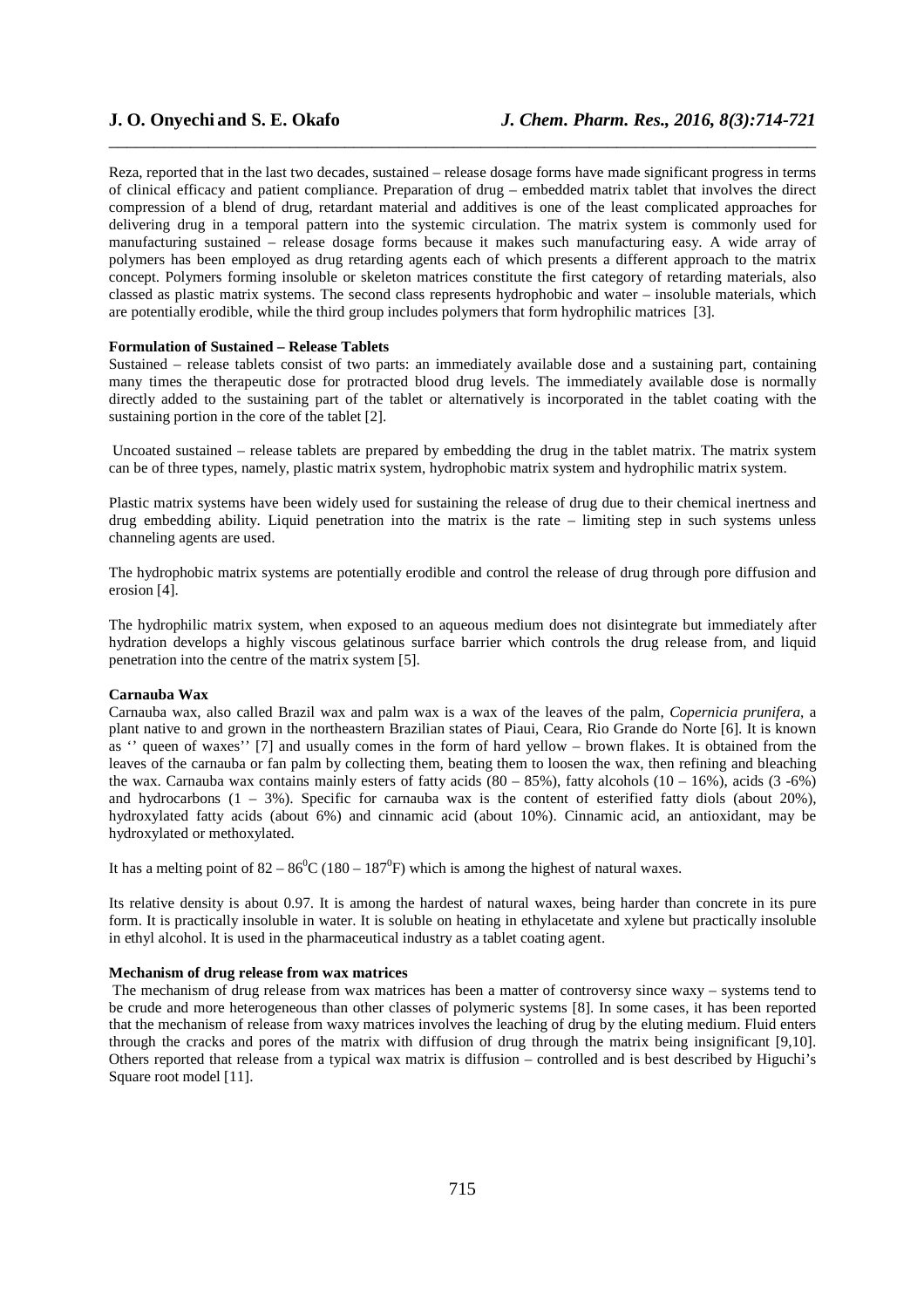Reza, reported that in the last two decades, sustained – release dosage forms have made significant progress in terms of clinical efficacy and patient compliance. Preparation of drug – embedded matrix tablet that involves the direct compression of a blend of drug, retardant material and additives is one of the least complicated approaches for delivering drug in a temporal pattern into the systemic circulation. The matrix system is commonly used for manufacturing sustained – release dosage forms because it makes such manufacturing easy. A wide array of polymers has been employed as drug retarding agents each of which presents a different approach to the matrix concept. Polymers forming insoluble or skeleton matrices constitute the first category of retarding materials, also classed as plastic matrix systems. The second class represents hydrophobic and water – insoluble materials, which are potentially erodible, while the third group includes polymers that form hydrophilic matrices [3].

**Formulation of Sustained – Release Tablets**

Sustained – release tablets consist of two parts: an immediately available dose and a sustaining part, containing many times the therapeutic dose for protracted blood drug levels. The immediately available dose is normally directly added to the sustaining part of the tablet or alternatively is incorporated in the tablet coating with the sustaining portion in the core of the tablet [2].

Uncoated sustained – release tablets are prepared by embedding the drug in the tablet matrix. The matrix system can be of three types, namely, plastic matrix system, hydrophobic matrix system and hydrophilic matrix system.

Plastic matrix systems have been widely used for sustaining the release of drug due to their chemical inertness and drug embedding ability. Liquid penetration into the matrix is the rate – limiting step in such systems unless channeling agents are used.

The hydrophobic matrix systems are potentially erodible and control the release of drug through pore diffusion and erosion [4].

The hydrophilic matrix system, when exposed to an aqueous medium does not disintegrate but immediately after hydration develops a highly viscous gelatinous surface barrier which controls the drug release from, and liquid penetration into the centre of the matrix system [5].

**Carnauba Wax**

Carnauba wax, also called Brazil wax and palm wax is a wax of the leaves of the palm, *Copernicia prunifera*, a plant native to and grown in the northeastern Brazilian states of Piaui, Ceara, Rio Grande do Norte [6]. It is known as '' queen of waxes'' [7] and usually comes in the form of hard yellow – brown flakes. It is obtained from the leaves of the carnauba or fan palm by collecting them, beating them to loosen the wax, then refining and bleaching the wax. Carnauba wax contains mainly esters of fatty acids (80 – 85%), fatty alcohols (10 – 16%), acids (3 -6%) and hydrocarbons (1 – 3%). Specific for carnauba wax is the content of esterified fatty diols (about 20%), hydroxylated fatty acids (about 6%) and cinnamic acid (about 10%). Cinnamic acid, an antioxidant, may be hydroxylated or methoxylated.

It has a melting point of 82 – 86$^0$C (180 – 187$^0$F) which is among the highest of natural waxes.

Its relative density is about 0.97. It is among the hardest of natural waxes, being harder than concrete in its pure form. It is practically insoluble in water. It is soluble on heating in ethylacetate and xylene but practically insoluble in ethyl alcohol. It is used in the pharmaceutical industry as a tablet coating agent.

**Mechanism of drug release from wax matrices**

The mechanism of drug release from wax matrices has been a matter of controversy since waxy – systems tend to be crude and more heterogeneous than other classes of polymeric systems [8]. In some cases, it has been reported that the mechanism of release from waxy matrices involves the leaching of drug by the eluting medium. Fluid enters through the cracks and pores of the matrix with diffusion of drug through the matrix being insignificant [9,10]. Others reported that release from a typical wax matrix is diffusion – controlled and is best described by Higuchi's Square root model [11].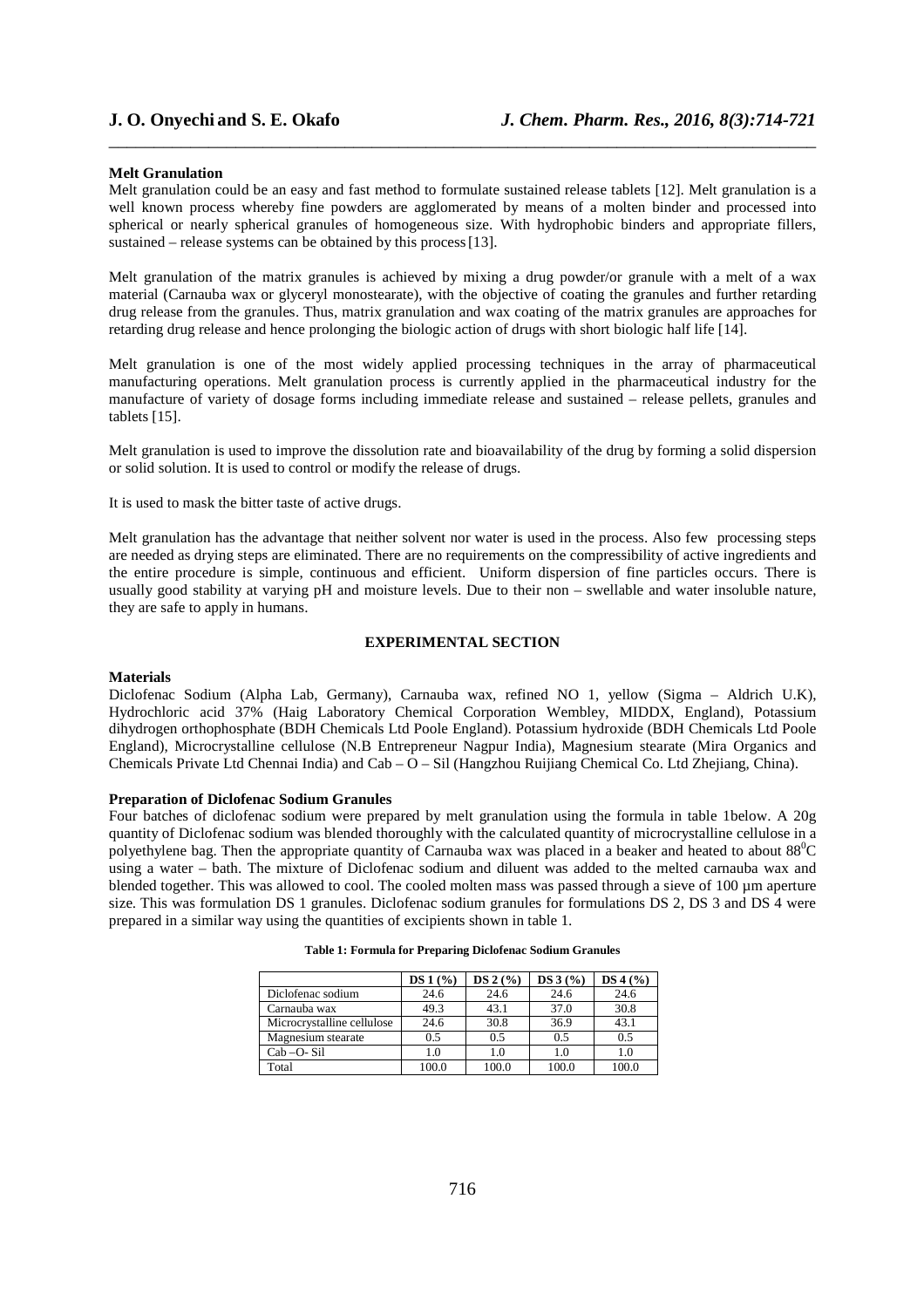### Melt Granulation

Melt granulation could be an easy and fast method to formulate sustained release tablets [12]. Melt granulation is a well known process whereby fine powders are agglomerated by means of a molten binder and processed into spherical or nearly spherical granules of homogeneous size. With hydrophobic binders and appropriate fillers, sustained – release systems can be obtained by this process [13].

Melt granulation of the matrix granules is achieved by mixing a drug powder/or granule with a melt of a wax material (Carnauba wax or glyceryl monostearate), with the objective of coating the granules and further retarding drug release from the granules. Thus, matrix granulation and wax coating of the matrix granules are approaches for retarding drug release and hence prolonging the biologic action of drugs with short biologic half life [14].

Melt granulation is one of the most widely applied processing techniques in the array of pharmaceutical manufacturing operations. Melt granulation process is currently applied in the pharmaceutical industry for the manufacture of variety of dosage forms including immediate release and sustained – release pellets, granules and tablets [15].

Melt granulation is used to improve the dissolution rate and bioavailability of the drug by forming a solid dispersion or solid solution. It is used to control or modify the release of drugs.

It is used to mask the bitter taste of active drugs.

Melt granulation has the advantage that neither solvent nor water is used in the process. Also few processing steps are needed as drying steps are eliminated. There are no requirements on the compressibility of active ingredients and the entire procedure is simple, continuous and efficient. Uniform dispersion of fine particles occurs. There is usually good stability at varying pH and moisture levels. Due to their non – swellable and water insoluble nature, they are safe to apply in humans.

## EXPERIMENTAL SECTION

### Materials

Diclofenac Sodium (Alpha Lab, Germany), Carnauba wax, refined NO 1, yellow (Sigma – Aldrich U.K), Hydrochloric acid 37% (Haig Laboratory Chemical Corporation Wembley, MIDDX, England), Potassium dihydrogen orthophosphate (BDH Chemicals Ltd Poole England). Potassium hydroxide (BDH Chemicals Ltd Poole England), Microcrystalline cellulose (N.B Entrepreneur Nagpur India), Magnesium stearate (Mira Organics and Chemicals Private Ltd Chennai India) and Cab – O – Sil (Hangzhou Ruijiang Chemical Co. Ltd Zhejiang, China).

### Preparation of Diclofenac Sodium Granules

Four batches of diclofenac sodium were prepared by melt granulation using the formula in table 1below. A 20g quantity of Diclofenac sodium was blended thoroughly with the calculated quantity of microcrystalline cellulose in a polyethylene bag. Then the appropriate quantity of Carnauba wax was placed in a beaker and heated to about $88^0$C using a water – bath. The mixture of Diclofenac sodium and diluent was added to the melted carnauba wax and blended together. This was allowed to cool. The cooled molten mass was passed through a sieve of 100 µm aperture size. This was formulation DS 1 granules. Diclofenac sodium granules for formulations DS 2, DS 3 and DS 4 were prepared in a similar way using the quantities of excipients shown in table 1.

**Table 1: Formula for Preparing Diclofenac Sodium Granules**

| | DS 1 (%) | DS 2 (%) | DS 3 (%) | DS 4 (%) |
|---|---|---|---|---|
| Diclofenac sodium | 24.6 | 24.6 | 24.6 | 24.6 |
| Carnauba wax | 49.3 | 43.1 | 37.0 | 30.8 |
| Microcrystalline cellulose | 24.6 | 30.8 | 36.9 | 43.1 |
| Magnesium stearate | 0.5 | 0.5 | 0.5 | 0.5 |
| Cab –O- Sil | 1.0 | 1.0 | 1.0 | 1.0 |
| Total | 100.0 | 100.0 | 100.0 | 100.0 |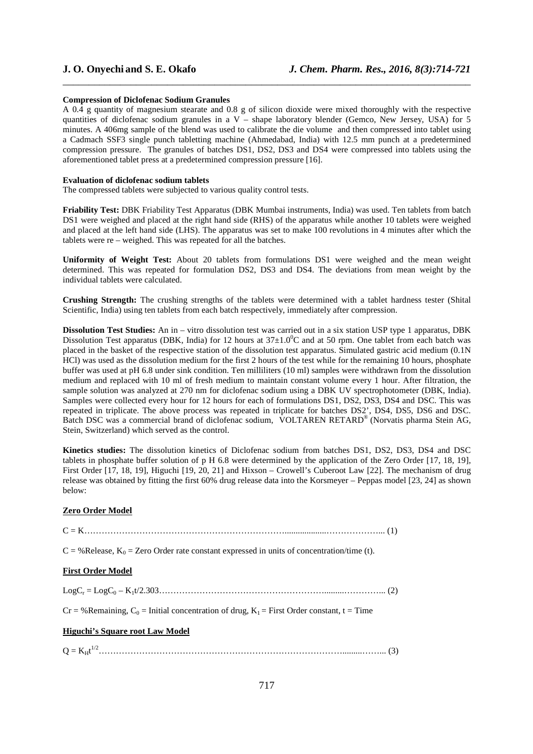**Compression of Diclofenac Sodium Granules**

A 0.4 g quantity of magnesium stearate and 0.8 g of silicon dioxide were mixed thoroughly with the respective quantities of diclofenac sodium granules in a V – shape laboratory blender (Gemco, New Jersey, USA) for 5 minutes. A 406mg sample of the blend was used to calibrate the die volume and then compressed into tablet using a Cadmach SSF3 single punch tabletting machine (Ahmedabad, India) with 12.5 mm punch at a predetermined compression pressure. The granules of batches DS1, DS2, DS3 and DS4 were compressed into tablets using the aforementioned tablet press at a predetermined compression pressure [16].

**Evaluation of diclofenac sodium tablets**

The compressed tablets were subjected to various quality control tests.

**Friability Test:** DBK Friability Test Apparatus (DBK Mumbai instruments, India) was used. Ten tablets from batch DS1 were weighed and placed at the right hand side (RHS) of the apparatus while another 10 tablets were weighed and placed at the left hand side (LHS). The apparatus was set to make 100 revolutions in 4 minutes after which the tablets were re – weighed. This was repeated for all the batches.

**Uniformity of Weight Test:** About 20 tablets from formulations DS1 were weighed and the mean weight determined. This was repeated for formulation DS2, DS3 and DS4. The deviations from mean weight by the individual tablets were calculated.

**Crushing Strength:** The crushing strengths of the tablets were determined with a tablet hardness tester (Shital Scientific, India) using ten tablets from each batch respectively, immediately after compression.

**Dissolution Test Studies:** An in – vitro dissolution test was carried out in a six station USP type 1 apparatus, DBK Dissolution Test apparatus (DBK, India) for 12 hours at $37\pm1.0^0$C and at 50 rpm. One tablet from each batch was placed in the basket of the respective station of the dissolution test apparatus. Simulated gastric acid medium (0.1N HCl) was used as the dissolution medium for the first 2 hours of the test while for the remaining 10 hours, phosphate buffer was used at pH 6.8 under sink condition. Ten milliliters (10 ml) samples were withdrawn from the dissolution medium and replaced with 10 ml of fresh medium to maintain constant volume every 1 hour. After filtration, the sample solution was analyzed at 270 nm for diclofenac sodium using a DBK UV spectrophotometer (DBK, India). Samples were collected every hour for 12 hours for each of formulations DS1, DS2, DS3, DS4 and DSC. This was repeated in triplicate. The above process was repeated in triplicate for batches DS2', DS4, DS5, DS6 and DSC. Batch DSC was a commercial brand of diclofenac sodium, VOLTAREN RETARD® (Norvatis pharma Stein AG, Stein, Switzerland) which served as the control.

**Kinetics studies:** The dissolution kinetics of Diclofenac sodium from batches DS1, DS2, DS3, DS4 and DSC tablets in phosphate buffer solution of p H 6.8 were determined by the application of the Zero Order [17, 18, 19], First Order [17, 18, 19], Higuchi [19, 20, 21] and Hixson – Crowell's Cuberoot Law [22]. The mechanism of drug release was obtained by fitting the first 60% drug release data into the Korsmeyer – Peppas model [23, 24] as shown below:

**Zero Order Model**

$$C = K \quad (1)$$

$C$ = %Release, $K_0$ = Zero Order rate constant expressed in units of concentration/time (t).

**First Order Model**

$$\text{Log}C_r = \text{Log}C_0 - K_1t/2.303 \quad (2)$$

$Cr$ = %Remaining, $C_0$ = Initial concentration of drug, $K_1$ = First Order constant, t = Time

**Higuchi's Square root Law Model**

$$Q = K_Ht^{1/2} \quad (3)$$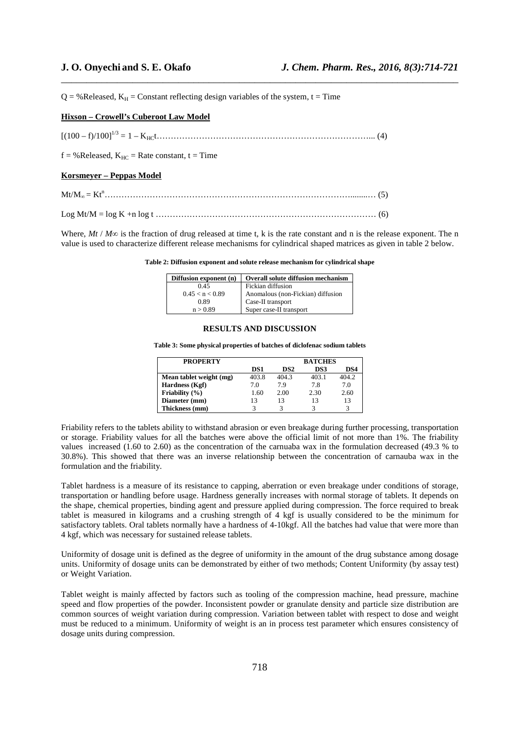Q = %Released, $K_H$ = Constant reflecting design variables of the system, t = Time

**Hixson – Crowell's Cuberoot Law Model**

$$[(100 - f)/100]^{1/3} = 1 - K_{HC}t \qquad (4)$$

f = %Released, $K_{HC}$ = Rate constant, t = Time

**Korsmeyer – Peppas Model**

$$Mt/M_\infty = Kt^n \qquad (5)$$

$$\text{Log } Mt/M = \log K + n \log t \qquad (6)$$

Where, $Mt / M\infty$ is the fraction of drug released at time t, k is the rate constant and n is the release exponent. The n value is used to characterize different release mechanisms for cylindrical shaped matrices as given in table 2 below.

**Table 2: Diffusion exponent and solute release mechanism for cylindrical shape**

| Diffusion exponent (n) | Overall solute diffusion mechanism |
|---|---|
| 0.45 | Fickian diffusion |
| 0.45 < n < 0.89 | Anomalous (non-Fickian) diffusion |
| 0.89 | Case-II transport |
| n > 0.89 | Super case-II transport |

## RESULTS AND DISCUSSION

**Table 3: Some physical properties of batches of diclofenac sodium tablets**

| PROPERTY | BATCHES | | | |
|---|---|---|---|---|
| | DS1 | DS2 | DS3 | DS4 |
| Mean tablet weight (mg) | 403.8 | 404.3 | 403.1 | 404.2 |
| Hardness (Kgf) | 7.0 | 7.9 | 7.8 | 7.0 |
| Friability (%) | 1.60 | 2.00 | 2.30 | 2.60 |
| Diameter (mm) | 13 | 13 | 13 | 13 |
| Thickness (mm) | 3 | 3 | 3 | 3 |

Friability refers to the tablets ability to withstand abrasion or even breakage during further processing, transportation or storage. Friability values for all the batches were above the official limit of not more than 1%. The friability values increased (1.60 to 2.60) as the concentration of the carnuaba wax in the formulation decreased (49.3 % to 30.8%). This showed that there was an inverse relationship between the concentration of carnauba wax in the formulation and the friability.

Tablet hardness is a measure of its resistance to capping, aberration or even breakage under conditions of storage, transportation or handling before usage. Hardness generally increases with normal storage of tablets. It depends on the shape, chemical properties, binding agent and pressure applied during compression. The force required to break tablet is measured in kilograms and a crushing strength of 4 kgf is usually considered to be the minimum for satisfactory tablets. Oral tablets normally have a hardness of 4-10kgf. All the batches had value that were more than 4 kgf, which was necessary for sustained release tablets.

Uniformity of dosage unit is defined as the degree of uniformity in the amount of the drug substance among dosage units. Uniformity of dosage units can be demonstrated by either of two methods; Content Uniformity (by assay test) or Weight Variation.

Tablet weight is mainly affected by factors such as tooling of the compression machine, head pressure, machine speed and flow properties of the powder. Inconsistent powder or granulate density and particle size distribution are common sources of weight variation during compression. Variation between tablet with respect to dose and weight must be reduced to a minimum. Uniformity of weight is an in process test parameter which ensures consistency of dosage units during compression.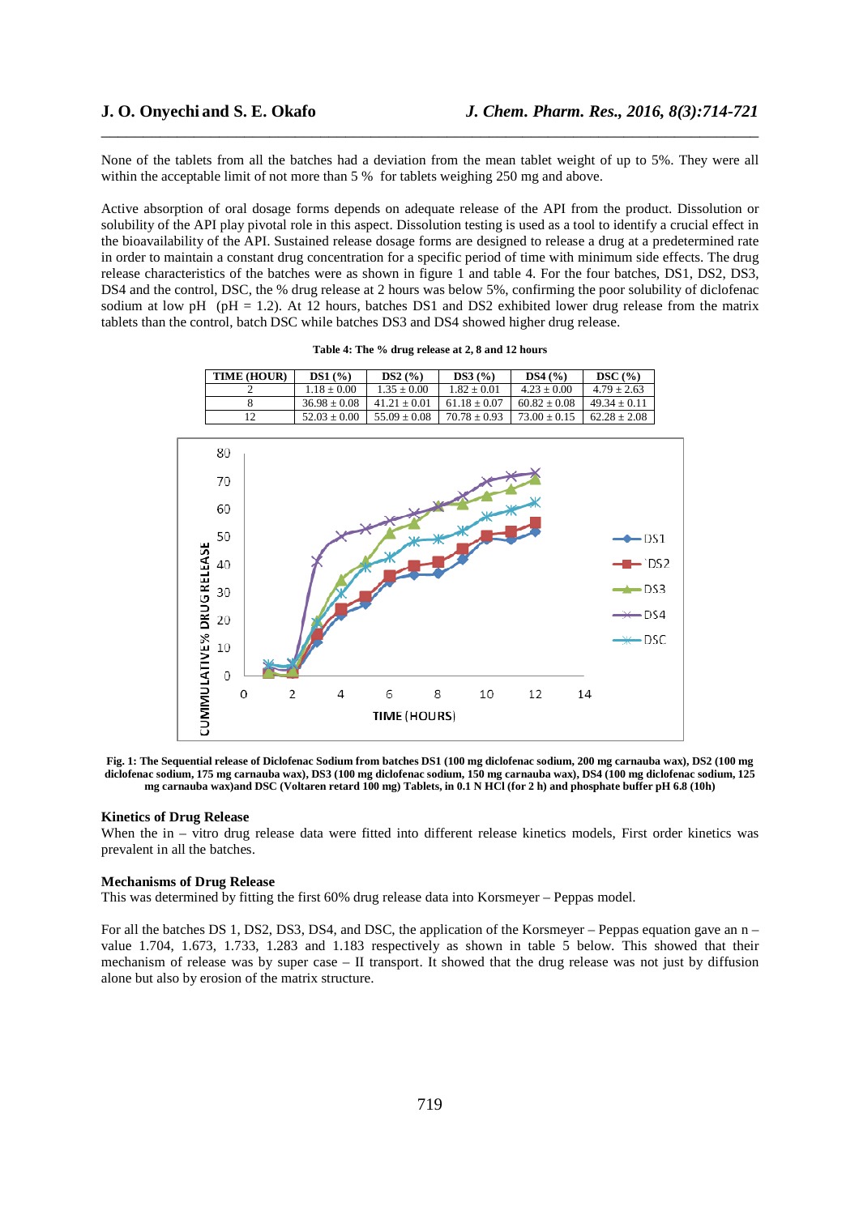None of the tablets from all the batches had a deviation from the mean tablet weight of up to 5%. They were all within the acceptable limit of not more than 5 % for tablets weighing 250 mg and above.

Active absorption of oral dosage forms depends on adequate release of the API from the product. Dissolution or solubility of the API play pivotal role in this aspect. Dissolution testing is used as a tool to identify a crucial effect in the bioavailability of the API. Sustained release dosage forms are designed to release a drug at a predetermined rate in order to maintain a constant drug concentration for a specific period of time with minimum side effects. The drug release characteristics of the batches were as shown in figure 1 and table 4. For the four batches, DS1, DS2, DS3, DS4 and the control, DSC, the % drug release at 2 hours was below 5%, confirming the poor solubility of diclofenac sodium at low pH (pH = 1.2). At 12 hours, batches DS1 and DS2 exhibited lower drug release from the matrix tablets than the control, batch DSC while batches DS3 and DS4 showed higher drug release.

**Table 4: The % drug release at 2, 8 and 12 hours**

| TIME (HOUR) | DS1 (%) | DS2 (%) | DS3 (%) | DS4 (%) | DSC (%) |
|---|---|---|---|---|---|
| 2 | 1.18 ± 0.00 | 1.35 ± 0.00 | 1.82 ± 0.01 | 4.23 ± 0.00 | 4.79 ± 2.63 |
| 8 | 36.98 ± 0.08 | 41.21 ± 0.01 | 61.18 ± 0.07 | 60.82 ± 0.08 | 49.34 ± 0.11 |
| 12 | 52.03 ± 0.00 | 55.09 ± 0.08 | 70.78 ± 0.93 | 73.00 ± 0.15 | 62.28 ± 2.08 |

**Fig. 1: The Sequential release of Diclofenac Sodium from batches DS1 (100 mg diclofenac sodium, 200 mg carnauba wax), DS2 (100 mg diclofenac sodium, 175 mg carnauba wax), DS3 (100 mg diclofenac sodium, 150 mg carnauba wax), DS4 (100 mg diclofenac sodium, 125 mg carnauba wax)and DSC (Voltaren retard 100 mg) Tablets, in 0.1 N HCl (for 2 h) and phosphate buffer pH 6.8 (10h)**

### Kinetics of Drug Release

When the in – vitro drug release data were fitted into different release kinetics models, First order kinetics was prevalent in all the batches.

### Mechanisms of Drug Release

This was determined by fitting the first 60% drug release data into Korsmeyer – Peppas model.

For all the batches DS 1, DS2, DS3, DS4, and DSC, the application of the Korsmeyer – Peppas equation gave an n – value 1.704, 1.673, 1.733, 1.283 and 1.183 respectively as shown in table 5 below. This showed that their mechanism of release was by super case – II transport. It showed that the drug release was not just by diffusion alone but also by erosion of the matrix structure.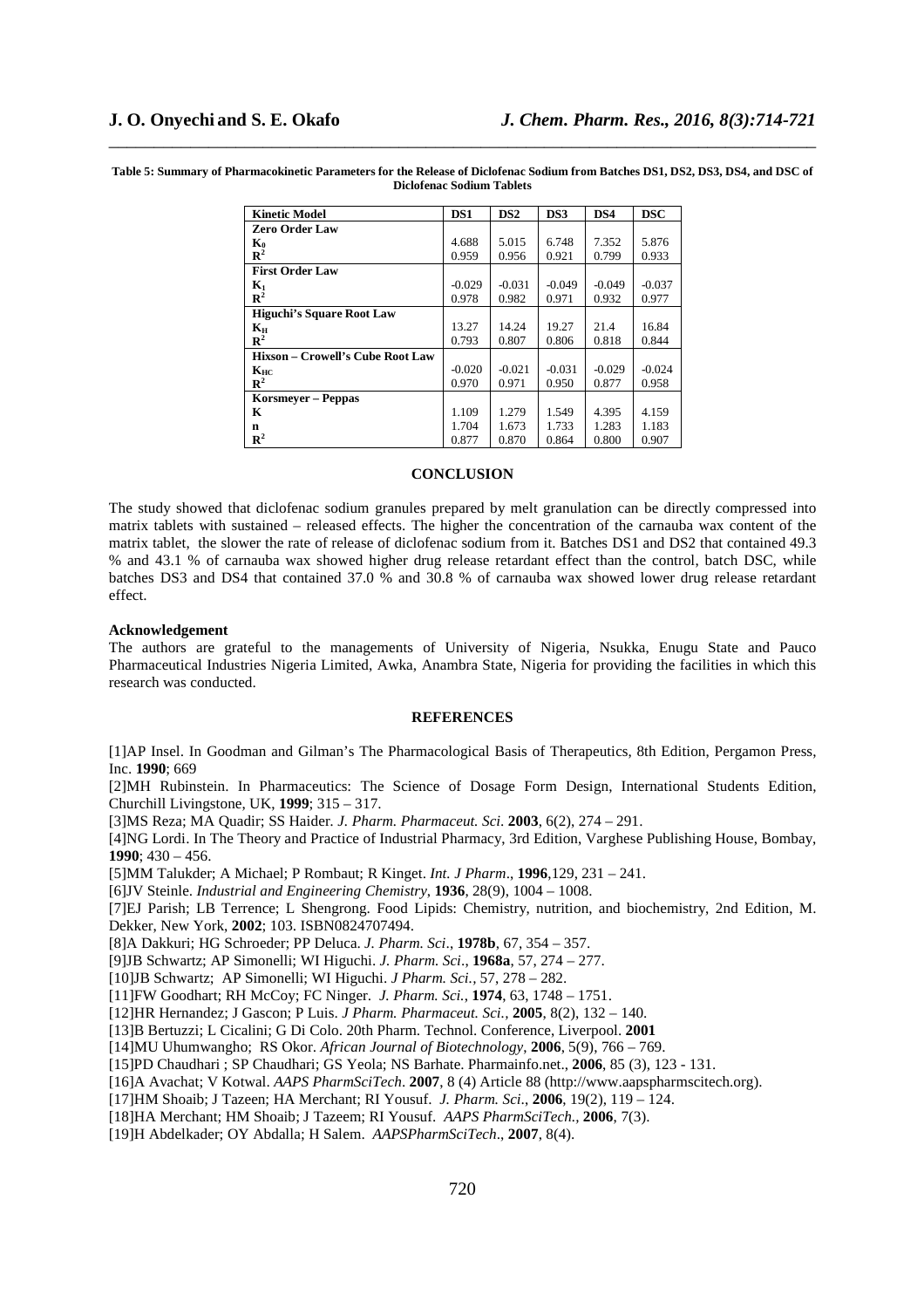**Table 5: Summary of Pharmacokinetic Parameters for the Release of Diclofenac Sodium from Batches DS1, DS2, DS3, DS4, and DSC of Diclofenac Sodium Tablets**

| Kinetic Model | DS1 | DS2 | DS3 | DS4 | DSC |
|---|---|---|---|---|---|
| **Zero Order Law** | | | | | |
| $K_0$ | 4.688 | 5.015 | 6.748 | 7.352 | 5.876 |
| $R^2$ | 0.959 | 0.956 | 0.921 | 0.799 | 0.933 |
| **First Order Law** | | | | | |
| $K_1$ | -0.029 | -0.031 | -0.049 | -0.049 | -0.037 |
| $R^2$ | 0.978 | 0.982 | 0.971 | 0.932 | 0.977 |
| **Higuchi's Square Root Law** | | | | | |
| $K_H$ | 13.27 | 14.24 | 19.27 | 21.4 | 16.84 |
| $R^2$ | 0.793 | 0.807 | 0.806 | 0.818 | 0.844 |
| **Hixson – Crowell's Cube Root Law** | | | | | |
| $K_{HC}$ | -0.020 | -0.021 | -0.031 | -0.029 | -0.024 |
| $R^2$ | 0.970 | 0.971 | 0.950 | 0.877 | 0.958 |
| **Korsmeyer – Peppas** | | | | | |
| K | 1.109 | 1.279 | 1.549 | 4.395 | 4.159 |
| n | 1.704 | 1.673 | 1.733 | 1.283 | 1.183 |
| $R^2$ | 0.877 | 0.870 | 0.864 | 0.800 | 0.907 |

## CONCLUSION

The study showed that diclofenac sodium granules prepared by melt granulation can be directly compressed into matrix tablets with sustained – released effects. The higher the concentration of the carnauba wax content of the matrix tablet, the slower the rate of release of diclofenac sodium from it. Batches DS1 and DS2 that contained 49.3 % and 43.1 % of carnauba wax showed higher drug release retardant effect than the control, batch DSC, while batches DS3 and DS4 that contained 37.0 % and 30.8 % of carnauba wax showed lower drug release retardant effect.

**Acknowledgement**

The authors are grateful to the managements of University of Nigeria, Nsukka, Enugu State and Pauco Pharmaceutical Industries Nigeria Limited, Awka, Anambra State, Nigeria for providing the facilities in which this research was conducted.

## REFERENCES

[1]AP Insel. In Goodman and Gilman's The Pharmacological Basis of Therapeutics, 8th Edition, Pergamon Press, Inc. **1990**; 669

[2]MH Rubinstein. In Pharmaceutics: The Science of Dosage Form Design, International Students Edition, Churchill Livingstone, UK, **1999**; 315 – 317.

[3]MS Reza; MA Quadir; SS Haider. *J. Pharm. Pharmaceut. Sci*. **2003**, 6(2), 274 – 291.

[4]NG Lordi. In The Theory and Practice of Industrial Pharmacy, 3rd Edition, Varghese Publishing House, Bombay, **1990**; 430 – 456.

[5]MM Talukder; A Michael; P Rombaut; R Kinget. *Int. J Pharm*., **1996**,129, 231 – 241.

[6]JV Steinle. *Industrial and Engineering Chemistry*, **1936**, 28(9), 1004 – 1008.

[7]EJ Parish; LB Terrence; L Shengrong. Food Lipids: Chemistry, nutrition, and biochemistry, 2nd Edition, M. Dekker, New York, **2002**; 103. ISBN0824707494.

[8]A Dakkuri; HG Schroeder; PP Deluca. *J. Pharm. Sci*., **1978b**, 67, 354 – 357.

[9]JB Schwartz; AP Simonelli; WI Higuchi. *J. Pharm. Sci*., **1968a**, 57, 274 – 277.

[10]JB Schwartz; AP Simonelli; WI Higuchi. *J Pharm. Sci.*, 57, 278 – 282.

[11]FW Goodhart; RH McCoy; FC Ninger. *J. Pharm. Sci.*, **1974**, 63, 1748 – 1751.

[12]HR Hernandez; J Gascon; P Luis. *J Pharm. Pharmaceut. Sci.*, **2005**, 8(2), 132 – 140.

[13]B Bertuzzi; L Cicalini; G Di Colo. 20th Pharm. Technol. Conference, Liverpool. **2001**

[14]MU Uhumwangho; RS Okor. *African Journal of Biotechnology*, **2006**, 5(9), 766 – 769.

[15]PD Chaudhari ; SP Chaudhari; GS Yeola; NS Barhate. Pharmainfo.net., **2006**, 85 (3), 123 - 131.

[16]A Avachat; V Kotwal. *AAPS PharmSciTech*. **2007**, 8 (4) Article 88 (http://www.aapspharmscitech.org).

[17]HM Shoaib; J Tazeen; HA Merchant; RI Yousuf. *J. Pharm. Sci*., **2006**, 19(2), 119 – 124.

[18]HA Merchant; HM Shoaib; J Tazeem; RI Yousuf. *AAPS PharmSciTech.*, **2006**, 7(3).

[19]H Abdelkader; OY Abdalla; H Salem. *AAPSPharmSciTech*., **2007**, 8(4).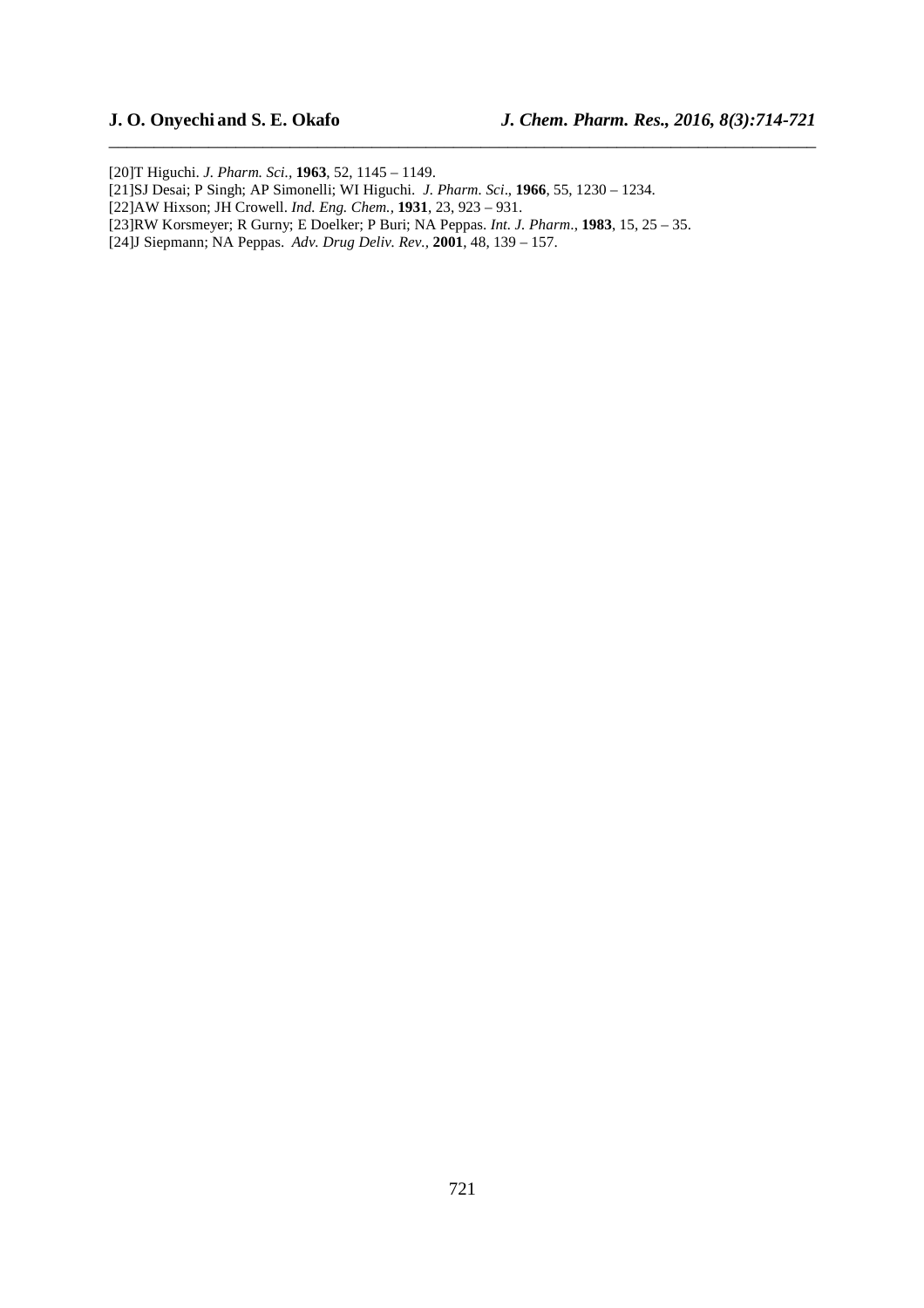[20]T Higuchi. *J. Pharm. Sci.,* **1963**, 52, 1145 – 1149.

[21]SJ Desai; P Singh; AP Simonelli; WI Higuchi. *J. Pharm. Sci*., **1966**, 55, 1230 – 1234.

[22]AW Hixson; JH Crowell. *Ind. Eng. Chem.,* **1931**, 23, 923 – 931.

[23]RW Korsmeyer; R Gurny; E Doelker; P Buri; NA Peppas. *Int. J. Pharm*., **1983**, 15, 25 – 35.

[24]J Siepmann; NA Peppas. *Adv. Drug Deliv. Rev.,* **2001**, 48, 139 – 157.